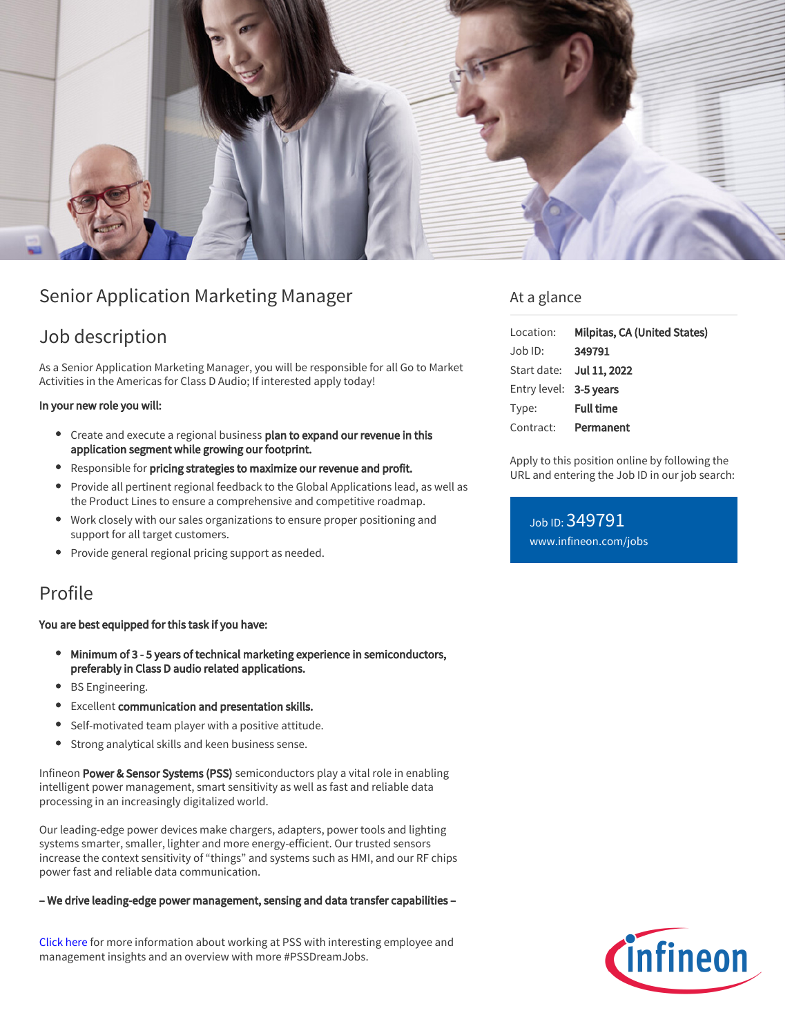# Senior Application Marketing Manager

## Job description

As a Senior Application Marketing Manager, you will be responsible for all Go to Market Activities in the Americas for Class D Audio; If interested apply today!

**In your new role you will:**

- Create and execute a regional business **plan to expand our revenue in this application segment while growing our footprint.**
- Responsible for **pricing strategies to maximize our revenue and profit.**
- Provide all pertinent regional feedback to the Global Applications lead, as well as the Product Lines to ensure a comprehensive and competitive roadmap.
- Work closely with our sales organizations to ensure proper positioning and support for all target customers.
- Provide general regional pricing support as needed.

## Profile

**You are best equipped for this task if you have:**

- **Minimum of 3 - 5 years of technical marketing experience in semiconductors, preferably in Class D audio related applications.**
- BS Engineering.
- Excellent **communication and presentation skills.**
- Self-motivated team player with a positive attitude.
- Strong analytical skills and keen business sense.

Infineon **Power & Sensor Systems (PSS)** semiconductors play a vital role in enabling intelligent power management, smart sensitivity as well as fast and reliable data processing in an increasingly digitalized world.

Our leading-edge power devices make chargers, adapters, power tools and lighting systems smarter, smaller, lighter and more energy-efficient. Our trusted sensors increase the context sensitivity of "things" and systems such as HMI, and our RF chips power fast and reliable data communication.

**– We drive leading-edge power management, sensing and data transfer capabilities –**

Click here for more information about working at PSS with interesting employee and management insights and an overview with more #PSSDreamJobs.

## At a glance

| | |
|---|---|
| Location: | **Milpitas, CA (United States)** |
| Job ID: | **349791** |
| Start date: | **Jul 11, 2022** |
| Entry level: | **3-5 years** |
| Type: | **Full time** |
| Contract: | **Permanent** |

Apply to this position online by following the URL and entering the Job ID in our job search:

Job ID: 349791
www.infineon.com/jobs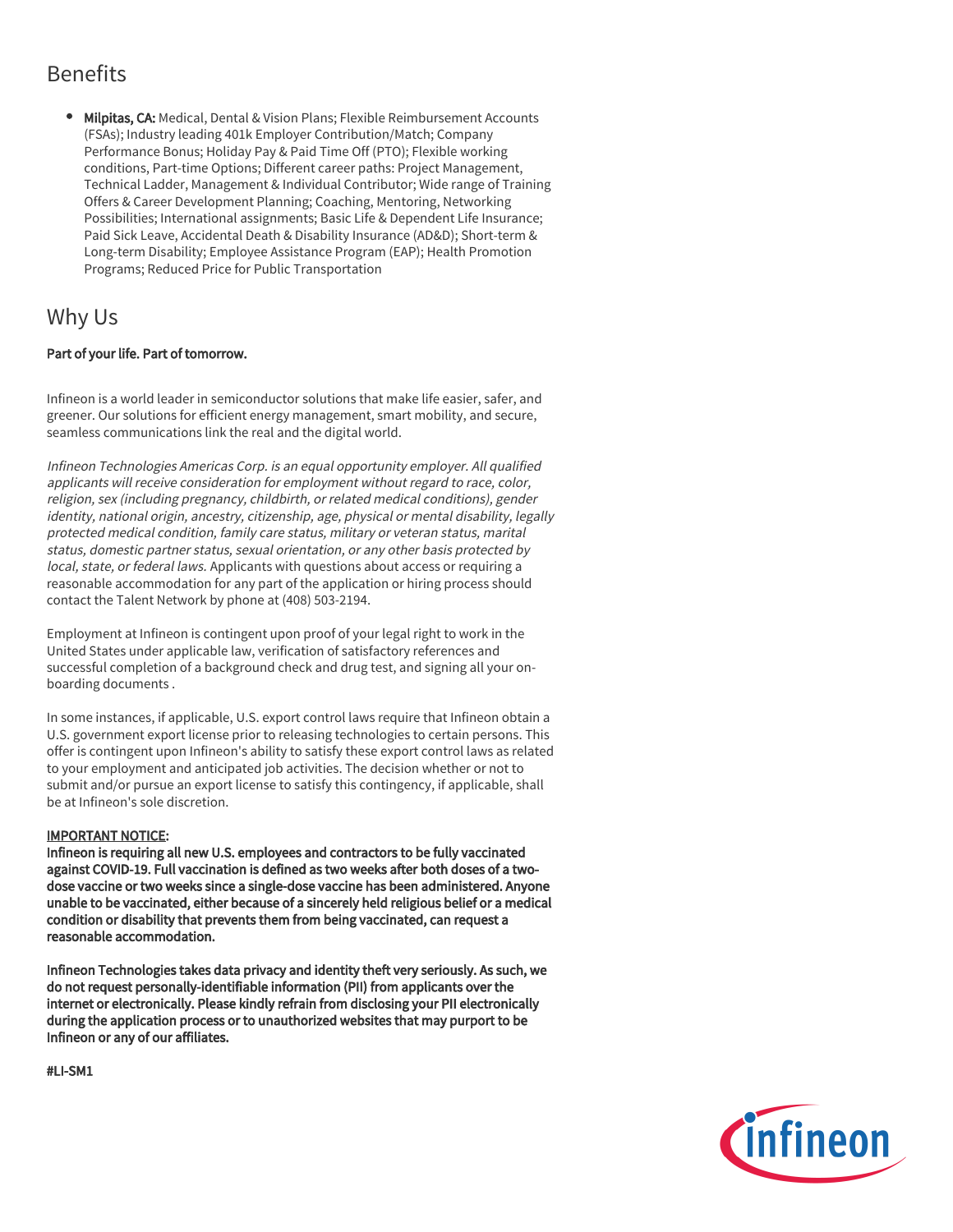## Benefits

- **Milpitas, CA:** Medical, Dental & Vision Plans; Flexible Reimbursement Accounts (FSAs); Industry leading 401k Employer Contribution/Match; Company Performance Bonus; Holiday Pay & Paid Time Off (PTO); Flexible working conditions, Part-time Options; Different career paths: Project Management, Technical Ladder, Management & Individual Contributor; Wide range of Training Offers & Career Development Planning; Coaching, Mentoring, Networking Possibilities; International assignments; Basic Life & Dependent Life Insurance; Paid Sick Leave, Accidental Death & Disability Insurance (AD&D); Short-term & Long-term Disability; Employee Assistance Program (EAP); Health Promotion Programs; Reduced Price for Public Transportation

## Why Us

**Part of your life. Part of tomorrow.**

Infineon is a world leader in semiconductor solutions that make life easier, safer, and greener. Our solutions for efficient energy management, smart mobility, and secure, seamless communications link the real and the digital world.

*Infineon Technologies Americas Corp. is an equal opportunity employer. All qualified applicants will receive consideration for employment without regard to race, color, religion, sex (including pregnancy, childbirth, or related medical conditions), gender identity, national origin, ancestry, citizenship, age, physical or mental disability, legally protected medical condition, family care status, military or veteran status, marital status, domestic partner status, sexual orientation, or any other basis protected by local, state, or federal laws.* Applicants with questions about access or requiring a reasonable accommodation for any part of the application or hiring process should contact the Talent Network by phone at (408) 503-2194.

Employment at Infineon is contingent upon proof of your legal right to work in the United States under applicable law, verification of satisfactory references and successful completion of a background check and drug test, and signing all your on-boarding documents .

In some instances, if applicable, U.S. export control laws require that Infineon obtain a U.S. government export license prior to releasing technologies to certain persons. This offer is contingent upon Infineon's ability to satisfy these export control laws as related to your employment and anticipated job activities. The decision whether or not to submit and/or pursue an export license to satisfy this contingency, if applicable, shall be at Infineon's sole discretion.

**IMPORTANT NOTICE:**
**Infineon is requiring all new U.S. employees and contractors to be fully vaccinated against COVID-19. Full vaccination is defined as two weeks after both doses of a two-dose vaccine or two weeks since a single-dose vaccine has been administered. Anyone unable to be vaccinated, either because of a sincerely held religious belief or a medical condition or disability that prevents them from being vaccinated, can request a reasonable accommodation.**

**Infineon Technologies takes data privacy and identity theft very seriously. As such, we do not request personally-identifiable information (PII) from applicants over the internet or electronically. Please kindly refrain from disclosing your PII electronically during the application process or to unauthorized websites that may purport to be Infineon or any of our affiliates.**

**#LI-SM1**